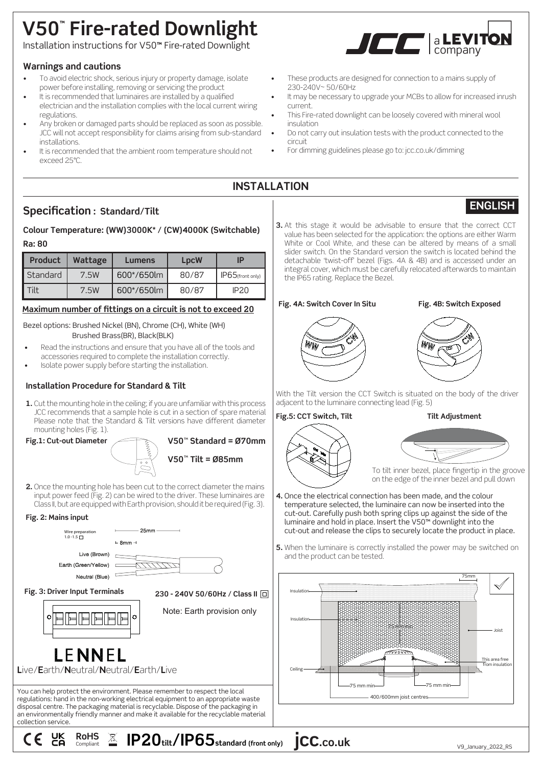# V50™ Fire-rated Downlight

Installation instructions for V50™ Fire-rated Downlight

JCC a LEVITON company

## Warnings and cautions

- To avoid electric shock, serious injury or property damage, isolate power before installing, removing or servicing the product
- It is recommended that luminaires are installed by a qualified electrician and the installation complies with the local current wiring regulations.
- Any broken or damaged parts should be replaced as soon as possible. JCC will not accept responsibility for claims arising from sub-standard installations.
- It is recommended that the ambient room temperature should not exceed 25°C.
- These products are designed for connection to a mains supply of 230-240V~ 50/60Hz
- It may be necessary to upgrade your MCBs to allow for increased inrush current.
- This Fire-rated downlight can be loosely covered with mineral wool insulation
- Do not carry out insulation tests with the product connected to the circuit
- For dimming guidelines please go to: jcc.co.uk/dimming

## INSTALLATION

**ENGLISH**

## Specification : Standard/Tilt

**Colour Temperature: (WW)3000K* / (CW)4000K (Switchable)**

**Ra: 80**

| Product | Wattage | Lumens | LpcW | IP |
|---|---|---|---|---|
| Standard | 7.5W | 600*/650lm | 80/87 | IP65(front only) |
| Tilt | 7.5W | 600*/650lm | 80/87 | IP20 |

**Maximum number of fittings on a circuit is not to exceed 20**

Bezel options: Brushed Nickel (BN), Chrome (CH), White (WH) Brushed Brass(BR), Black(BLK)

- Read the instructions and ensure that you have all of the tools and accessories required to complete the installation correctly.
- Isolate power supply before starting the installation.

### Installation Procedure for Standard & Tilt

**1.** Cut the mounting hole in the ceiling; if you are unfamiliar with this process JCC recommends that a sample hole is cut in a section of spare material Please note that the Standard & Tilt versions have different diameter mounting holes (Fig. 1).

**Fig.1: Cut-out Diameter**

**V50™ Standard = Ø70mm**

**V50™ Tilt = Ø85mm**

**2.** Once the mounting hole has been cut to the correct diameter the mains input power feed (Fig. 2) can be wired to the driver. These luminaires are Class II, but are equipped with Earth provision, should it be required (Fig. 3).

**Fig. 2: Mains input**

Wire preparation 1.0-1.5 □

25mm

8mm

Live (Brown)

Earth (Green/Yellow)

Neutral (Blue)

**Fig. 3: Driver Input Terminals**

**230 - 240V 50/60Hz / Class II**

Note: Earth provision only

LENNEL

**L**ive/**E**arth/**N**eutral/**N**eutral/**E**arth/**L**ive

**3.** At this stage it would be advisable to ensure that the correct CCT value has been selected for the application: the options are either Warm White or Cool White, and these can be altered by means of a small slider switch. On the Standard version the switch is located behind the detachable 'twist-off' bezel (Figs. 4A & 4B) and is accessed under an integral cover, which must be carefully relocated afterwards to maintain the IP65 rating. Replace the Bezel.

**Fig. 4A: Switch Cover In Situ**

**Fig. 4B: Switch Exposed**

With the Tilt version the CCT Switch is situated on the body of the driver adjacent to the luminaire connecting lead (Fig. 5)

**Fig.5: CCT Switch, Tilt**

**Tilt Adjustment**

To tilt inner bezel, place fingertip in the groove on the edge of the inner bezel and pull down

**4.** Once the electrical connection has been made, and the colour temperature selected, the luminaire can now be inserted into the cut-out. Carefully push both spring clips up against the side of the luminaire and hold in place. Insert the V50™ downlight into the cut-out and release the clips to securely locate the product in place.

**5.** When the luminaire is correctly installed the power may be switched on and the product can be tested.

Insulation

Insulation

75mm

Joist

This area free from insulation

Ceiling

75 mm min

75 mm min

400/600mm joist centres

You can help protect the environment. Please remember to respect the local regulations: hand in the non-working electrical equipment to an appropriate waste disposal centre. The packaging material is recyclable. Dispose of the packaging in an environmentally friendly manner and make it available for the recyclable material collection service.

CE UKCA RoHS Compliant **IP20tilt/IP65standard (front only)** jcc.co.uk

V9_January_2022_RS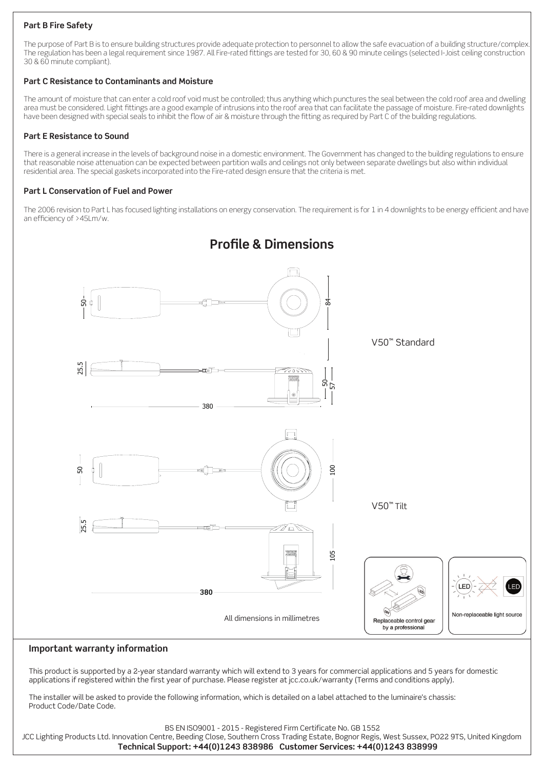**Part B Fire Safety**

The purpose of Part B is to ensure building structures provide adequate protection to personnel to allow the safe evacuation of a building structure/complex. The regulation has been a legal requirement since 1987. All Fire-rated fittings are tested for 30, 60 & 90 minute ceilings (selected I-Joist ceiling construction 30 & 60 minute compliant).

**Part C Resistance to Contaminants and Moisture**

The amount of moisture that can enter a cold roof void must be controlled; thus anything which punctures the seal between the cold roof area and dwelling area must be considered. Light fittings are a good example of intrusions into the roof area that can facilitate the passage of moisture. Fire-rated downlights have been designed with special seals to inhibit the flow of air & moisture through the fitting as required by Part C of the building regulations.

**Part E Resistance to Sound**

There is a general increase in the levels of background noise in a domestic environment. The Government has changed to the building regulations to ensure that reasonable noise attenuation can be expected between partition walls and ceilings not only between separate dwellings but also within individual residential area. The special gaskets incorporated into the Fire-rated design ensure that the criteria is met.

**Part L Conservation of Fuel and Power**

The 2006 revision to Part L has focused lighting installations on energy conservation. The requirement is for 1 in 4 downlights to be energy efficient and have an efficiency of >45Lm/w.

## Profile & Dimensions

V50™ Standard

50
84
25.5
50
57
380

V50™ Tilt

50
100
25.5
105
380

All dimensions in millimetres

Replaceable control gear by a professional

Non-replaceable light source

## Important warranty information

This product is supported by a 2-year standard warranty which will extend to 3 years for commercial applications and 5 years for domestic applications if registered within the first year of purchase. Please register at jcc.co.uk/warranty (Terms and conditions apply).

The installer will be asked to provide the following information, which is detailed on a label attached to the luminaire's chassis: Product Code/Date Code.

BS EN ISO9001 - 2015 - Registered Firm Certificate No. GB 1552
JCC Lighting Products Ltd. Innovation Centre, Beeding Close, Southern Cross Trading Estate, Bognor Regis, West Sussex, PO22 9TS, United Kingdom
**Technical Support: +44(0)1243 838986 Customer Services: +44(0)1243 838999**